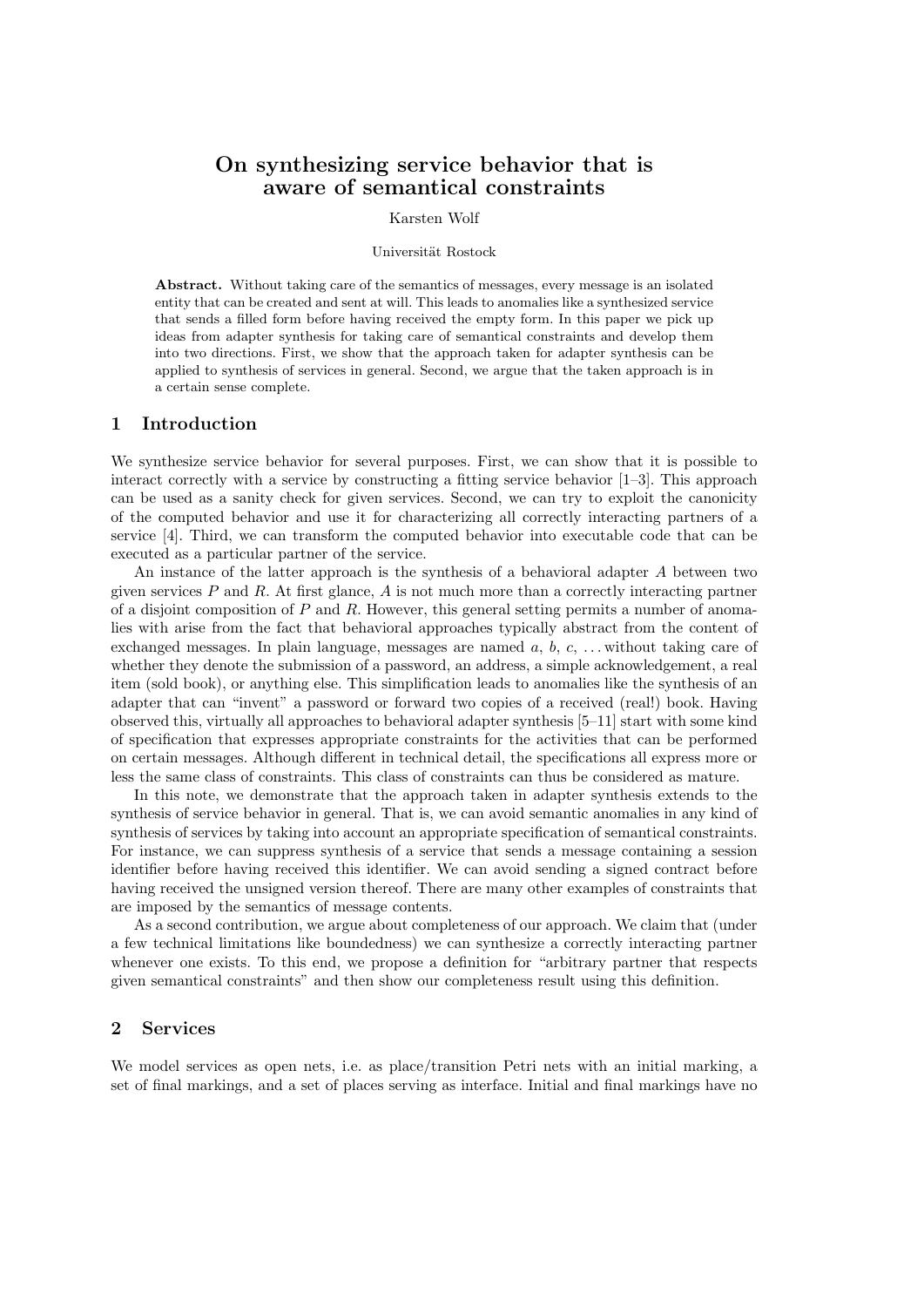# On synthesizing service behavior that is aware of semantical constraints

Karsten Wolf

Universität Rostock

**Abstract.** Without taking care of the semantics of messages, every message is an isolated entity that can be created and sent at will. This leads to anomalies like a synthesized service that sends a filled form before having received the empty form. In this paper we pick up ideas from adapter synthesis for taking care of semantical constraints and develop them into two directions. First, we show that the approach taken for adapter synthesis can be applied to synthesis of services in general. Second, we argue that the taken approach is in a certain sense complete.

## 1 Introduction

We synthesize service behavior for several purposes. First, we can show that it is possible to interact correctly with a service by constructing a fitting service behavior [1–3]. This approach can be used as a sanity check for given services. Second, we can try to exploit the canonicity of the computed behavior and use it for characterizing all correctly interacting partners of a service [4]. Third, we can transform the computed behavior into executable code that can be executed as a particular partner of the service.

An instance of the latter approach is the synthesis of a behavioral adapter $A$ between two given services $P$ and $R$. At first glance, $A$ is not much more than a correctly interacting partner of a disjoint composition of $P$ and $R$. However, this general setting permits a number of anomalies with arise from the fact that behavioral approaches typically abstract from the content of exchanged messages. In plain language, messages are named $a$, $b$, $c$, ... without taking care of whether they denote the submission of a password, an address, a simple acknowledgement, a real item (sold book), or anything else. This simplification leads to anomalies like the synthesis of an adapter that can "invent" a password or forward two copies of a received (real!) book. Having observed this, virtually all approaches to behavioral adapter synthesis [5–11] start with some kind of specification that expresses appropriate constraints for the activities that can be performed on certain messages. Although different in technical detail, the specifications all express more or less the same class of constraints. This class of constraints can thus be considered as mature.

In this note, we demonstrate that the approach taken in adapter synthesis extends to the synthesis of service behavior in general. That is, we can avoid semantic anomalies in any kind of synthesis of services by taking into account an appropriate specification of semantical constraints. For instance, we can suppress synthesis of a service that sends a message containing a session identifier before having received this identifier. We can avoid sending a signed contract before having received the unsigned version thereof. There are many other examples of constraints that are imposed by the semantics of message contents.

As a second contribution, we argue about completeness of our approach. We claim that (under a few technical limitations like boundedness) we can synthesize a correctly interacting partner whenever one exists. To this end, we propose a definition for "arbitrary partner that respects given semantical constraints" and then show our completeness result using this definition.

## 2 Services

We model services as open nets, i.e. as place/transition Petri nets with an initial marking, a set of final markings, and a set of places serving as interface. Initial and final markings have no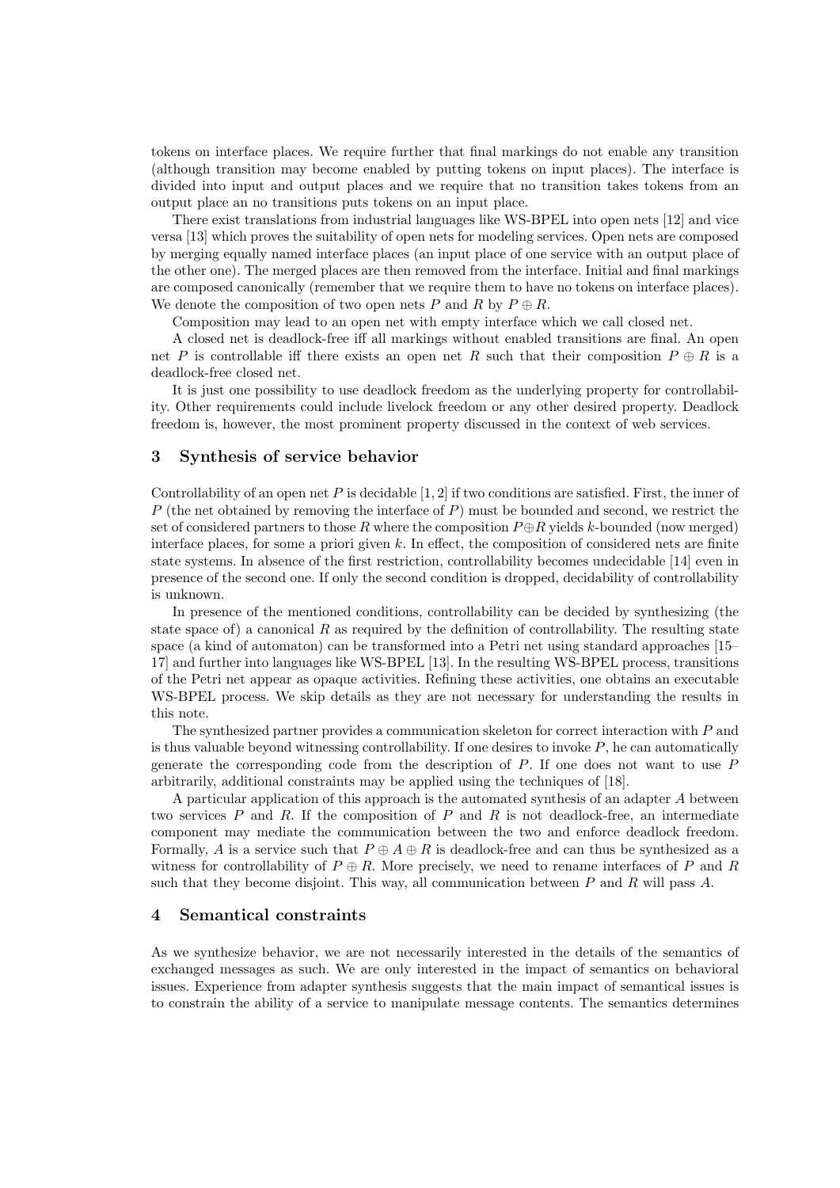tokens on interface places. We require further that final markings do not enable any transition (although transition may become enabled by putting tokens on input places). The interface is divided into input and output places and we require that no transition takes tokens from an output place an no transitions puts tokens on an input place.

There exist translations from industrial languages like WS-BPEL into open nets [12] and vice versa [13] which proves the suitability of open nets for modeling services. Open nets are composed by merging equally named interface places (an input place of one service with an output place of the other one). The merged places are then removed from the interface. Initial and final markings are composed canonically (remember that we require them to have no tokens on interface places). We denote the composition of two open nets $P$ and $R$ by $P \oplus R$.

Composition may lead to an open net with empty interface which we call closed net.

A closed net is deadlock-free iff all markings without enabled transitions are final. An open net $P$ is controllable iff there exists an open net $R$ such that their composition $P \oplus R$ is a deadlock-free closed net.

It is just one possibility to use deadlock freedom as the underlying property for controllability. Other requirements could include livelock freedom or any other desired property. Deadlock freedom is, however, the most prominent property discussed in the context of web services.

## 3 Synthesis of service behavior

Controllability of an open net $P$ is decidable [1, 2] if two conditions are satisfied. First, the inner of $P$ (the net obtained by removing the interface of $P$) must be bounded and second, we restrict the set of considered partners to those $R$ where the composition $P \oplus R$ yields $k$-bounded (now merged) interface places, for some a priori given $k$. In effect, the composition of considered nets are finite state systems. In absence of the first restriction, controllability becomes undecidable [14] even in presence of the second one. If only the second condition is dropped, decidability of controllability is unknown.

In presence of the mentioned conditions, controllability can be decided by synthesizing (the state space of) a canonical $R$ as required by the definition of controllability. The resulting state space (a kind of automaton) can be transformed into a Petri net using standard approaches [15–17] and further into languages like WS-BPEL [13]. In the resulting WS-BPEL process, transitions of the Petri net appear as opaque activities. Refining these activities, one obtains an executable WS-BPEL process. We skip details as they are not necessary for understanding the results in this note.

The synthesized partner provides a communication skeleton for correct interaction with $P$ and is thus valuable beyond witnessing controllability. If one desires to invoke $P$, he can automatically generate the corresponding code from the description of $P$. If one does not want to use $P$ arbitrarily, additional constraints may be applied using the techniques of [18].

A particular application of this approach is the automated synthesis of an adapter $A$ between two services $P$ and $R$. If the composition of $P$ and $R$ is not deadlock-free, an intermediate component may mediate the communication between the two and enforce deadlock freedom. Formally, $A$ is a service such that $P \oplus A \oplus R$ is deadlock-free and can thus be synthesized as a witness for controllability of $P \oplus R$. More precisely, we need to rename interfaces of $P$ and $R$ such that they become disjoint. This way, all communication between $P$ and $R$ will pass $A$.

## 4 Semantical constraints

As we synthesize behavior, we are not necessarily interested in the details of the semantics of exchanged messages as such. We are only interested in the impact of semantics on behavioral issues. Experience from adapter synthesis suggests that the main impact of semantical issues is to constrain the ability of a service to manipulate message contents. The semantics determines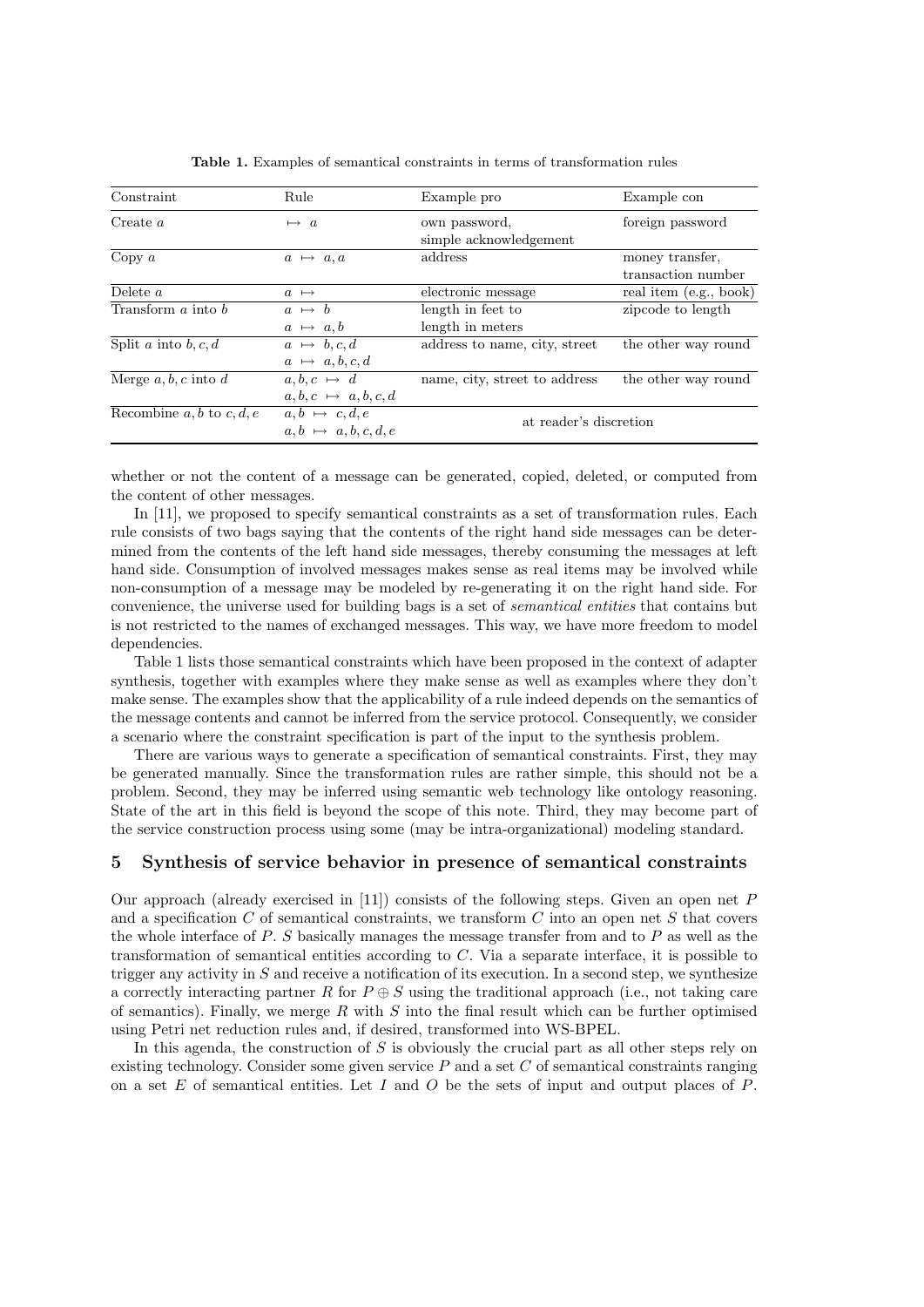**Table 1.** Examples of semantical constraints in terms of transformation rules

| Constraint | Rule | Example pro | Example con |
|---|---|---|---|
| Create $a$ | $\mapsto\ a$ | own password, simple acknowledgement | foreign password |
| Copy $a$ | $a\ \mapsto\ a, a$ | address | money transfer, transaction number |
| Delete $a$ | $a\ \mapsto$ | electronic message | real item (e.g., book) |
| Transform $a$ into $b$ | $a\ \mapsto\ b$<br>$a\ \mapsto\ a, b$ | length in feet to length in meters | zipcode to length |
| Split $a$ into $b, c, d$ | $a\ \mapsto\ b, c, d$<br>$a\ \mapsto\ a, b, c, d$ | address to name, city, street | the other way round |
| Merge $a, b, c$ into $d$ | $a, b, c\ \mapsto\ d$<br>$a, b, c\ \mapsto\ a, b, c, d$ | name, city, street to address | the other way round |
| Recombine $a, b$ to $c, d, e$ | $a, b\ \mapsto\ c, d, e$<br>$a, b\ \mapsto\ a, b, c, d, e$ | at reader's discretion | |

whether or not the content of a message can be generated, copied, deleted, or computed from the content of other messages.

In [11], we proposed to specify semantical constraints as a set of transformation rules. Each rule consists of two bags saying that the contents of the right hand side messages can be determined from the contents of the left hand side messages, thereby consuming the messages at left hand side. Consumption of involved messages makes sense as real items may be involved while non-consumption of a message may be modeled by re-generating it on the right hand side. For convenience, the universe used for building bags is a set of *semantical entities* that contains but is not restricted to the names of exchanged messages. This way, we have more freedom to model dependencies.

Table 1 lists those semantical constraints which have been proposed in the context of adapter synthesis, together with examples where they make sense as well as examples where they don't make sense. The examples show that the applicability of a rule indeed depends on the semantics of the message contents and cannot be inferred from the service protocol. Consequently, we consider a scenario where the constraint specification is part of the input to the synthesis problem.

There are various ways to generate a specification of semantical constraints. First, they may be generated manually. Since the transformation rules are rather simple, this should not be a problem. Second, they may be inferred using semantic web technology like ontology reasoning. State of the art in this field is beyond the scope of this note. Third, they may become part of the service construction process using some (may be intra-organizational) modeling standard.

## 5 Synthesis of service behavior in presence of semantical constraints

Our approach (already exercised in [11]) consists of the following steps. Given an open net $P$ and a specification $C$ of semantical constraints, we transform $C$ into an open net $S$ that covers the whole interface of $P$. $S$ basically manages the message transfer from and to $P$ as well as the transformation of semantical entities according to $C$. Via a separate interface, it is possible to trigger any activity in $S$ and receive a notification of its execution. In a second step, we synthesize a correctly interacting partner $R$ for $P \oplus S$ using the traditional approach (i.e., not taking care of semantics). Finally, we merge $R$ with $S$ into the final result which can be further optimised using Petri net reduction rules and, if desired, transformed into WS-BPEL.

In this agenda, the construction of $S$ is obviously the crucial part as all other steps rely on existing technology. Consider some given service $P$ and a set $C$ of semantical constraints ranging on a set $E$ of semantical entities. Let $I$ and $O$ be the sets of input and output places of $P$.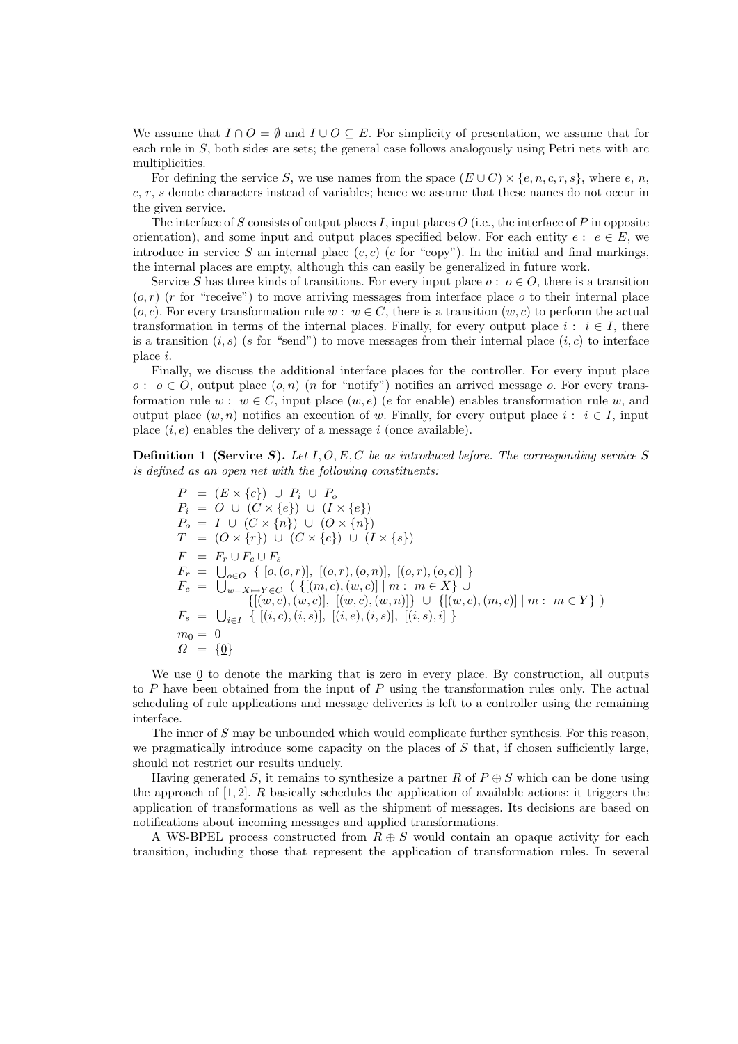We assume that $I \cap O = \emptyset$ and $I \cup O \subseteq E$. For simplicity of presentation, we assume that for each rule in $S$, both sides are sets; the general case follows analogously using Petri nets with arc multiplicities.

For defining the service $S$, we use names from the space $(E \cup C) \times \{e, n, c, r, s\}$, where $e$, $n$, $c$, $r$, $s$ denote characters instead of variables; hence we assume that these names do not occur in the given service.

The interface of $S$ consists of output places $I$, input places $O$ (i.e., the interface of $P$ in opposite orientation), and some input and output places specified below. For each entity $e: e \in E$, we introduce in service $S$ an internal place $(e, c)$ ($c$ for "copy"). In the initial and final markings, the internal places are empty, although this can easily be generalized in future work.

Service $S$ has three kinds of transitions. For every input place $o: o \in O$, there is a transition $(o, r)$ ($r$ for "receive") to move arriving messages from interface place $o$ to their internal place $(o, c)$. For every transformation rule $w: w \in C$, there is a transition $(w, c)$ to perform the actual transformation in terms of the internal places. Finally, for every output place $i: i \in I$, there is a transition $(i, s)$ ($s$ for "send") to move messages from their internal place $(i, c)$ to interface place $i$.

Finally, we discuss the additional interface places for the controller. For every input place $o: o \in O$, output place $(o, n)$ ($n$ for "notify") notifies an arrived message $o$. For every transformation rule $w: w \in C$, input place $(w, e)$ ($e$ for enable) enables transformation rule $w$, and output place $(w, n)$ notifies an execution of $w$. Finally, for every output place $i: i \in I$, input place $(i, e)$ enables the delivery of a message $i$ (once available).

**Definition 1 (Service $S$).** *Let $I, O, E, C$ be as introduced before. The corresponding service $S$ is defined as an open net with the following constituents:*

$$
\begin{aligned}
P &= (E \times \{c\}) \cup P_i \cup P_o \\
P_i &= O \cup (C \times \{e\}) \cup (I \times \{e\}) \\
P_o &= I \cup (C \times \{n\}) \cup (O \times \{n\}) \\
T &= (O \times \{r\}) \cup (C \times \{c\}) \cup (I \times \{s\}) \\
F &= F_r \cup F_c \cup F_s \\
F_r &= \textstyle\bigcup_{o \in O} \{ [o, (o, r)],\ [(o, r), (o, n)],\ [(o, r), (o, c)] \} \\
F_c &= \textstyle\bigcup_{w = X \mapsto Y \in C} ( \{[(m, c), (w, c)] \mid m: m \in X\} \cup \\
&\qquad \{[(w, e), (w, c)],\ [(w, c), (w, n)]\} \cup \{[(w, c), (m, c)] \mid m: m \in Y\} ) \\
F_s &= \textstyle\bigcup_{i \in I} \{ [(i, c), (i, s)],\ [(i, e), (i, s)],\ [(i, s), i] \} \\
m_0 &= \underline{0} \\
\Omega &= \{\underline{0}\}
\end{aligned}
$$

We use $\underline{0}$ to denote the marking that is zero in every place. By construction, all outputs to $P$ have been obtained from the input of $P$ using the transformation rules only. The actual scheduling of rule applications and message deliveries is left to a controller using the remaining interface.

The inner of $S$ may be unbounded which would complicate further synthesis. For this reason, we pragmatically introduce some capacity on the places of $S$ that, if chosen sufficiently large, should not restrict our results unduely.

Having generated $S$, it remains to synthesize a partner $R$ of $P \oplus S$ which can be done using the approach of [1, 2]. $R$ basically schedules the application of available actions: it triggers the application of transformations as well as the shipment of messages. Its decisions are based on notifications about incoming messages and applied transformations.

A WS-BPEL process constructed from $R \oplus S$ would contain an opaque activity for each transition, including those that represent the application of transformation rules. In several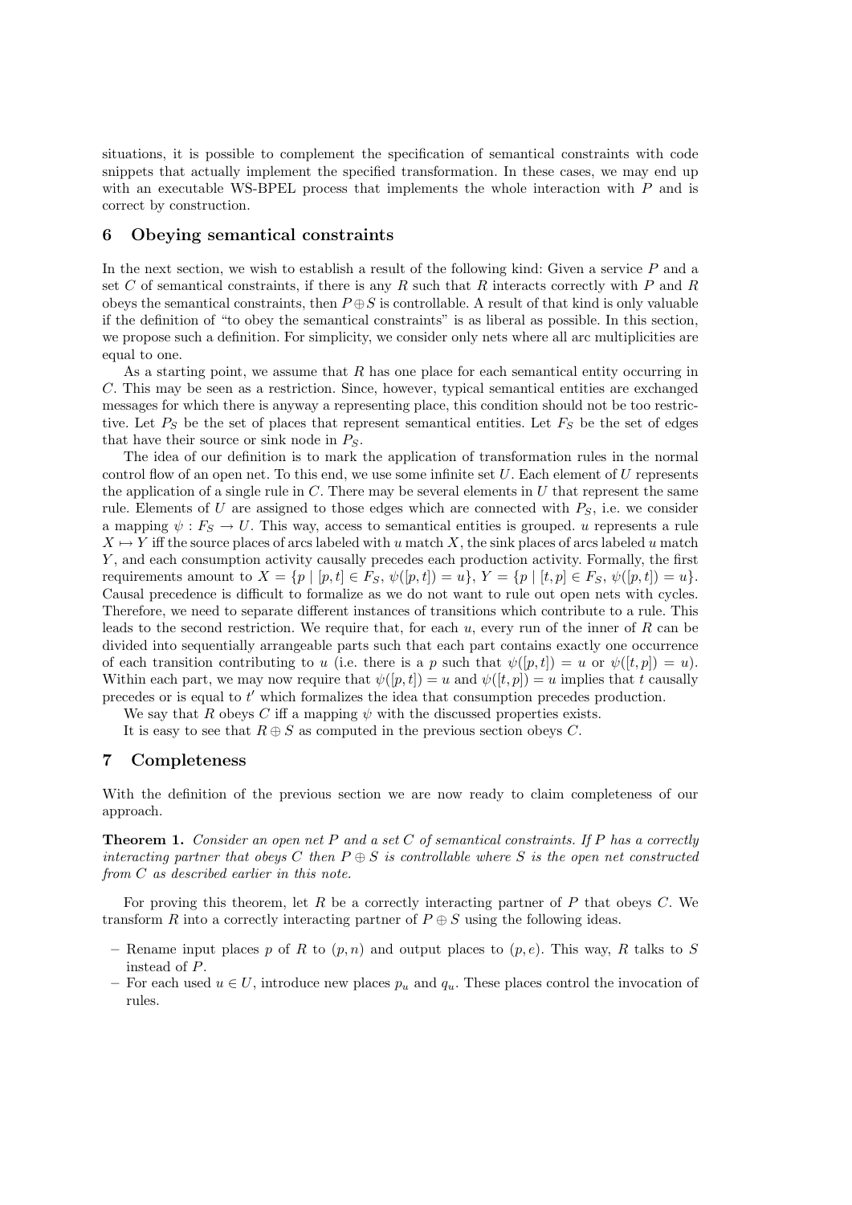situations, it is possible to complement the specification of semantical constraints with code snippets that actually implement the specified transformation. In these cases, we may end up with an executable WS-BPEL process that implements the whole interaction with $P$ and is correct by construction.

## 6 Obeying semantical constraints

In the next section, we wish to establish a result of the following kind: Given a service $P$ and a set $C$ of semantical constraints, if there is any $R$ such that $R$ interacts correctly with $P$ and $R$ obeys the semantical constraints, then $P \oplus S$ is controllable. A result of that kind is only valuable if the definition of "to obey the semantical constraints" is as liberal as possible. In this section, we propose such a definition. For simplicity, we consider only nets where all arc multiplicities are equal to one.

As a starting point, we assume that $R$ has one place for each semantical entity occurring in $C$. This may be seen as a restriction. Since, however, typical semantical entities are exchanged messages for which there is anyway a representing place, this condition should not be too restrictive. Let $P_S$ be the set of places that represent semantical entities. Let $F_S$ be the set of edges that have their source or sink node in $P_S$.

The idea of our definition is to mark the application of transformation rules in the normal control flow of an open net. To this end, we use some infinite set $U$. Each element of $U$ represents the application of a single rule in $C$. There may be several elements in $U$ that represent the same rule. Elements of $U$ are assigned to those edges which are connected with $P_S$, i.e. we consider a mapping $\psi : F_S \to U$. This way, access to semantical entities is grouped. $u$ represents a rule $X \mapsto Y$ iff the source places of arcs labeled with $u$ match $X$, the sink places of arcs labeled $u$ match $Y$, and each consumption activity causally precedes each production activity. Formally, the first requirements amount to $X = \{p \mid [p,t] \in F_S,\ \psi([p,t]) = u\}$, $Y = \{p \mid [t,p] \in F_S,\ \psi([p,t]) = u\}$. Causal precedence is difficult to formalize as we do not want to rule out open nets with cycles. Therefore, we need to separate different instances of transitions which contribute to a rule. This leads to the second restriction. We require that, for each $u$, every run of the inner of $R$ can be divided into sequentially arrangeable parts such that each part contains exactly one occurrence of each transition contributing to $u$ (i.e. there is a $p$ such that $\psi([p,t]) = u$ or $\psi([t,p]) = u$). Within each part, we may now require that $\psi([p,t]) = u$ and $\psi([t,p]) = u$ implies that $t$ causally precedes or is equal to $t'$ which formalizes the idea that consumption precedes production.

We say that $R$ obeys $C$ iff a mapping $\psi$ with the discussed properties exists.

It is easy to see that $R \oplus S$ as computed in the previous section obeys $C$.

## 7 Completeness

With the definition of the previous section we are now ready to claim completeness of our approach.

**Theorem 1.** *Consider an open net $P$ and a set $C$ of semantical constraints. If $P$ has a correctly interacting partner that obeys $C$ then $P \oplus S$ is controllable where $S$ is the open net constructed from $C$ as described earlier in this note.*

For proving this theorem, let $R$ be a correctly interacting partner of $P$ that obeys $C$. We transform $R$ into a correctly interacting partner of $P \oplus S$ using the following ideas.

- Rename input places $p$ of $R$ to $(p, n)$ and output places to $(p, e)$. This way, $R$ talks to $S$ instead of $P$.
- For each used $u \in U$, introduce new places $p_u$ and $q_u$. These places control the invocation of rules.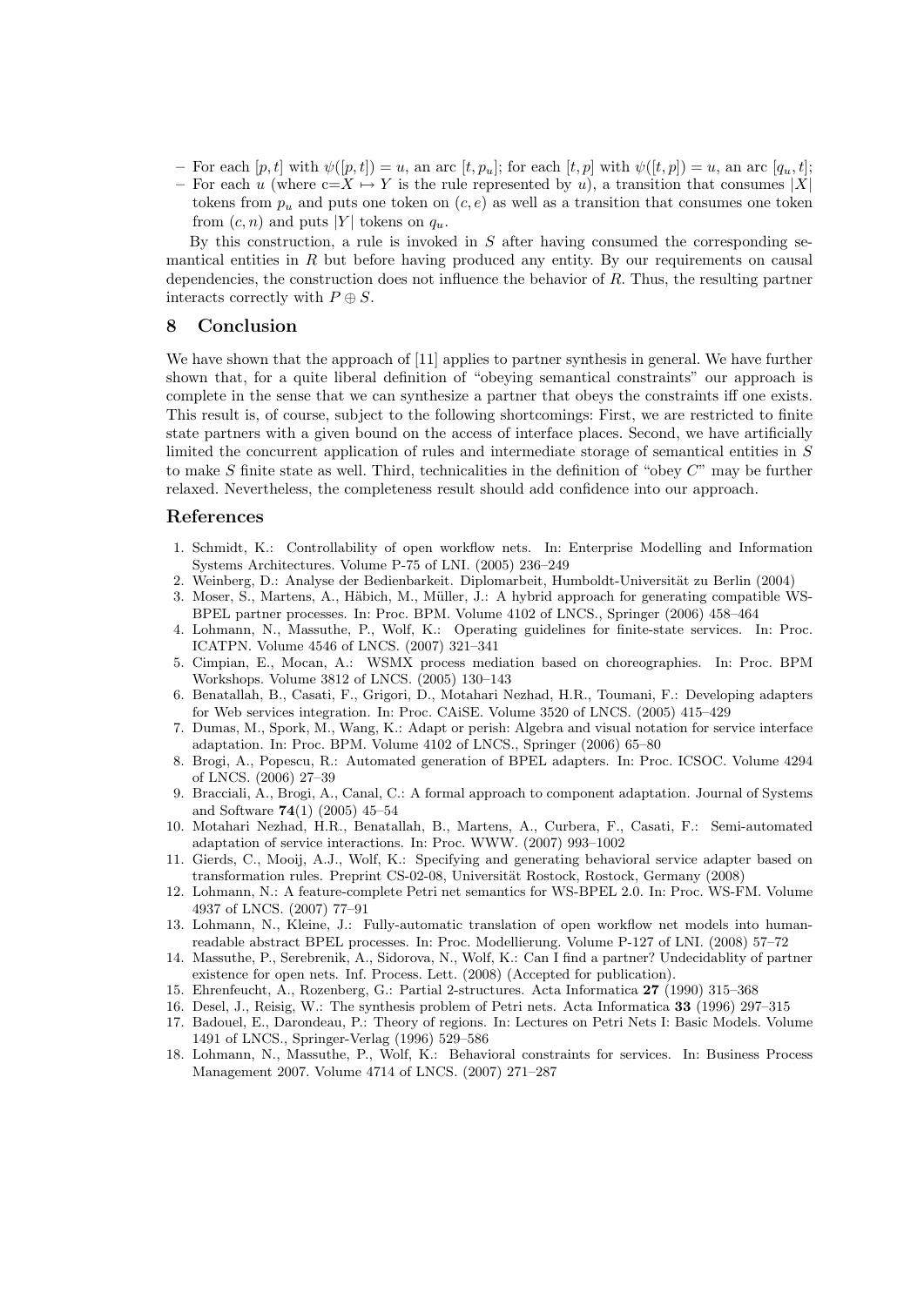– For each $[p, t]$ with $\psi([p, t]) = u$, an arc $[t, p_u]$; for each $[t, p]$ with $\psi([t, p]) = u$, an arc $[q_u, t]$;
– For each $u$ (where c=$X \mapsto Y$ is the rule represented by $u$), a transition that consumes $|X|$ tokens from $p_u$ and puts one token on $(c, e)$ as well as a transition that consumes one token from $(c, n)$ and puts $|Y|$ tokens on $q_u$.

By this construction, a rule is invoked in $S$ after having consumed the corresponding semantical entities in $R$ but before having produced any entity. By our requirements on causal dependencies, the construction does not influence the behavior of $R$. Thus, the resulting partner interacts correctly with $P \oplus S$.

## 8 Conclusion

We have shown that the approach of [11] applies to partner synthesis in general. We have further shown that, for a quite liberal definition of "obeying semantical constraints" our approach is complete in the sense that we can synthesize a partner that obeys the constraints iff one exists. This result is, of course, subject to the following shortcomings: First, we are restricted to finite state partners with a given bound on the access of interface places. Second, we have artificially limited the concurrent application of rules and intermediate storage of semantical entities in $S$ to make $S$ finite state as well. Third, technicalities in the definition of "obey $C$" may be further relaxed. Nevertheless, the completeness result should add confidence into our approach.

## References

1. Schmidt, K.: Controllability of open workflow nets. In: Enterprise Modelling and Information Systems Architectures. Volume P-75 of LNI. (2005) 236–249
2. Weinberg, D.: Analyse der Bedienbarkeit. Diplomarbeit, Humboldt-Universität zu Berlin (2004)
3. Moser, S., Martens, A., Häbich, M., Müller, J.: A hybrid approach for generating compatible WS-BPEL partner processes. In: Proc. BPM. Volume 4102 of LNCS., Springer (2006) 458–464
4. Lohmann, N., Massuthe, P., Wolf, K.: Operating guidelines for finite-state services. In: Proc. ICATPN. Volume 4546 of LNCS. (2007) 321–341
5. Cimpian, E., Mocan, A.: WSMX process mediation based on choreographies. In: Proc. BPM Workshops. Volume 3812 of LNCS. (2005) 130–143
6. Benatallah, B., Casati, F., Grigori, D., Motahari Nezhad, H.R., Toumani, F.: Developing adapters for Web services integration. In: Proc. CAiSE. Volume 3520 of LNCS. (2005) 415–429
7. Dumas, M., Spork, M., Wang, K.: Adapt or perish: Algebra and visual notation for service interface adaptation. In: Proc. BPM. Volume 4102 of LNCS., Springer (2006) 65–80
8. Brogi, A., Popescu, R.: Automated generation of BPEL adapters. In: Proc. ICSOC. Volume 4294 of LNCS. (2006) 27–39
9. Bracciali, A., Brogi, A., Canal, C.: A formal approach to component adaptation. Journal of Systems and Software **74**(1) (2005) 45–54
10. Motahari Nezhad, H.R., Benatallah, B., Martens, A., Curbera, F., Casati, F.: Semi-automated adaptation of service interactions. In: Proc. WWW. (2007) 993–1002
11. Gierds, C., Mooij, A.J., Wolf, K.: Specifying and generating behavioral service adapter based on transformation rules. Preprint CS-02-08, Universität Rostock, Rostock, Germany (2008)
12. Lohmann, N.: A feature-complete Petri net semantics for WS-BPEL 2.0. In: Proc. WS-FM. Volume 4937 of LNCS. (2007) 77–91
13. Lohmann, N., Kleine, J.: Fully-automatic translation of open workflow net models into human-readable abstract BPEL processes. In: Proc. Modellierung. Volume P-127 of LNI. (2008) 57–72
14. Massuthe, P., Serebrenik, A., Sidorova, N., Wolf, K.: Can I find a partner? Undecidablity of partner existence for open nets. Inf. Process. Lett. (2008) (Accepted for publication).
15. Ehrenfeucht, A., Rozenberg, G.: Partial 2-structures. Acta Informatica **27** (1990) 315–368
16. Desel, J., Reisig, W.: The synthesis problem of Petri nets. Acta Informatica **33** (1996) 297–315
17. Badouel, E., Darondeau, P.: Theory of regions. In: Lectures on Petri Nets I: Basic Models. Volume 1491 of LNCS., Springer-Verlag (1996) 529–586
18. Lohmann, N., Massuthe, P., Wolf, K.: Behavioral constraints for services. In: Business Process Management 2007. Volume 4714 of LNCS. (2007) 271–287